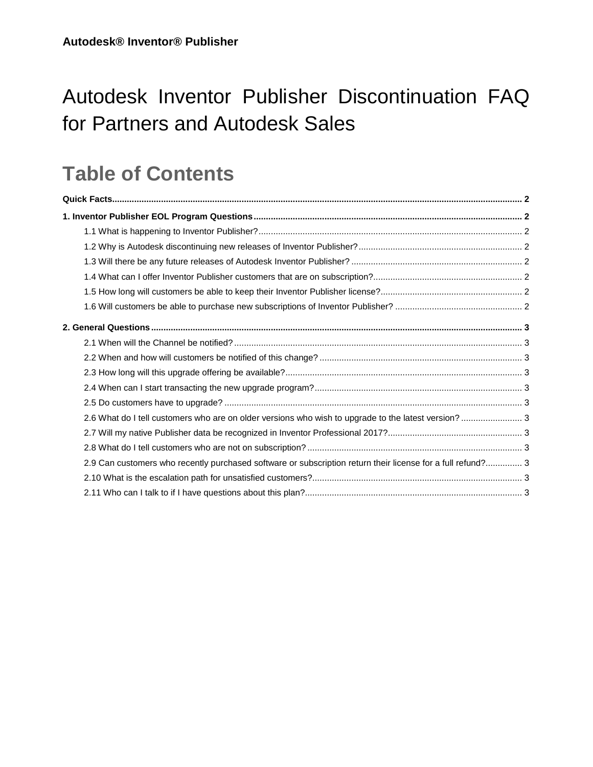**Autodesk® Inventor® Publisher**

# Autodesk Inventor Publisher Discontinuation FAQ for Partners and Autodesk Sales

## Table of Contents

**Quick Facts** .......... **2**

**1. Inventor Publisher EOL Program Questions** .......... **2**

- 1.1 What is happening to Inventor Publisher? .......... 2
- 1.2 Why is Autodesk discontinuing new releases of Inventor Publisher? .......... 2
- 1.3 Will there be any future releases of Autodesk Inventor Publisher? .......... 2
- 1.4 What can I offer Inventor Publisher customers that are on subscription? .......... 2
- 1.5 How long will customers be able to keep their Inventor Publisher license? .......... 2
- 1.6 Will customers be able to purchase new subscriptions of Inventor Publisher? .......... 2

**2. General Questions** .......... **3**

- 2.1 When will the Channel be notified? .......... 3
- 2.2 When and how will customers be notified of this change? .......... 3
- 2.3 How long will this upgrade offering be available? .......... 3
- 2.4 When can I start transacting the new upgrade program? .......... 3
- 2.5 Do customers have to upgrade? .......... 3
- 2.6 What do I tell customers who are on older versions who wish to upgrade to the latest version? .......... 3
- 2.7 Will my native Publisher data be recognized in Inventor Professional 2017? .......... 3
- 2.8 What do I tell customers who are not on subscription? .......... 3
- 2.9 Can customers who recently purchased software or subscription return their license for a full refund? .......... 3
- 2.10 What is the escalation path for unsatisfied customers? .......... 3
- 2.11 Who can I talk to if I have questions about this plan? .......... 3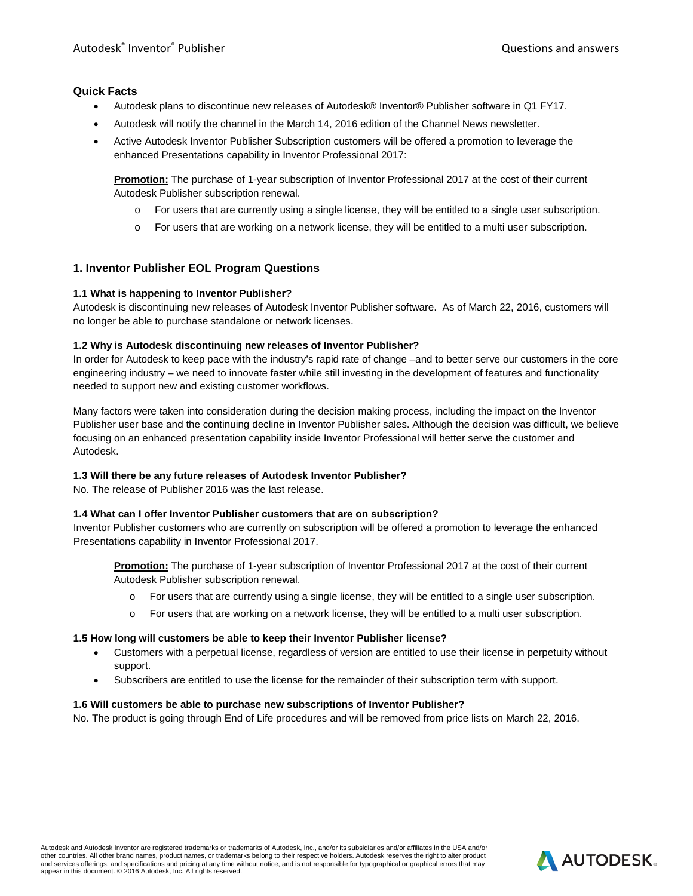### Quick Facts

- Autodesk plans to discontinue new releases of Autodesk® Inventor® Publisher software in Q1 FY17.
- Autodesk will notify the channel in the March 14, 2016 edition of the Channel News newsletter.
- Active Autodesk Inventor Publisher Subscription customers will be offered a promotion to leverage the enhanced Presentations capability in Inventor Professional 2017:

  **Promotion:** The purchase of 1-year subscription of Inventor Professional 2017 at the cost of their current Autodesk Publisher subscription renewal.

  - For users that are currently using a single license, they will be entitled to a single user subscription.
  - For users that are working on a network license, they will be entitled to a multi user subscription.

## 1. Inventor Publisher EOL Program Questions

#### 1.1 What is happening to Inventor Publisher?

Autodesk is discontinuing new releases of Autodesk Inventor Publisher software. As of March 22, 2016, customers will no longer be able to purchase standalone or network licenses.

#### 1.2 Why is Autodesk discontinuing new releases of Inventor Publisher?

In order for Autodesk to keep pace with the industry's rapid rate of change –and to better serve our customers in the core engineering industry – we need to innovate faster while still investing in the development of features and functionality needed to support new and existing customer workflows.

Many factors were taken into consideration during the decision making process, including the impact on the Inventor Publisher user base and the continuing decline in Inventor Publisher sales. Although the decision was difficult, we believe focusing on an enhanced presentation capability inside Inventor Professional will better serve the customer and Autodesk.

#### 1.3 Will there be any future releases of Autodesk Inventor Publisher?

No. The release of Publisher 2016 was the last release.

#### 1.4 What can I offer Inventor Publisher customers that are on subscription?

Inventor Publisher customers who are currently on subscription will be offered a promotion to leverage the enhanced Presentations capability in Inventor Professional 2017.

**Promotion:** The purchase of 1-year subscription of Inventor Professional 2017 at the cost of their current Autodesk Publisher subscription renewal.

- For users that are currently using a single license, they will be entitled to a single user subscription.
- For users that are working on a network license, they will be entitled to a multi user subscription.

#### 1.5 How long will customers be able to keep their Inventor Publisher license?

- Customers with a perpetual license, regardless of version are entitled to use their license in perpetuity without support.
- Subscribers are entitled to use the license for the remainder of their subscription term with support.

#### 1.6 Will customers be able to purchase new subscriptions of Inventor Publisher?

No. The product is going through End of Life procedures and will be removed from price lists on March 22, 2016.

Autodesk and Autodesk Inventor are registered trademarks or trademarks of Autodesk, Inc., and/or its subsidiaries and/or affiliates in the USA and/or other countries. All other brand names, product names, or trademarks belong to their respective holders. Autodesk reserves the right to alter product and services offerings, and specifications and pricing at any time without notice, and is not responsible for typographical or graphical errors that may appear in this document. © 2016 Autodesk, Inc. All rights reserved.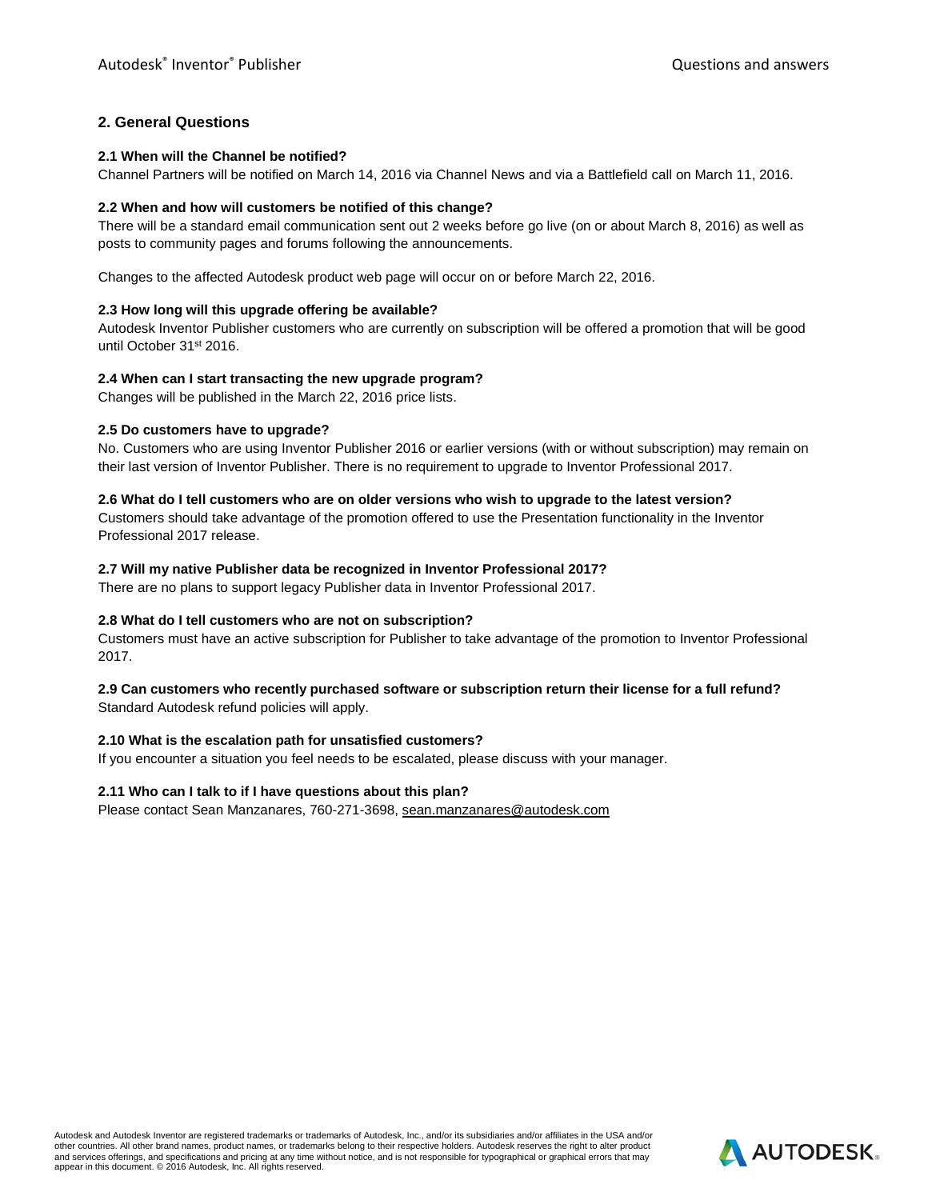## 2. General Questions

**2.1 When will the Channel be notified?**

Channel Partners will be notified on March 14, 2016 via Channel News and via a Battlefield call on March 11, 2016.

**2.2 When and how will customers be notified of this change?**

There will be a standard email communication sent out 2 weeks before go live (on or about March 8, 2016) as well as posts to community pages and forums following the announcements.

Changes to the affected Autodesk product web page will occur on or before March 22, 2016.

**2.3 How long will this upgrade offering be available?**

Autodesk Inventor Publisher customers who are currently on subscription will be offered a promotion that will be good until October 31st 2016.

**2.4 When can I start transacting the new upgrade program?**

Changes will be published in the March 22, 2016 price lists.

**2.5 Do customers have to upgrade?**

No. Customers who are using Inventor Publisher 2016 or earlier versions (with or without subscription) may remain on their last version of Inventor Publisher. There is no requirement to upgrade to Inventor Professional 2017.

**2.6 What do I tell customers who are on older versions who wish to upgrade to the latest version?**

Customers should take advantage of the promotion offered to use the Presentation functionality in the Inventor Professional 2017 release.

**2.7 Will my native Publisher data be recognized in Inventor Professional 2017?**

There are no plans to support legacy Publisher data in Inventor Professional 2017.

**2.8 What do I tell customers who are not on subscription?**

Customers must have an active subscription for Publisher to take advantage of the promotion to Inventor Professional 2017.

**2.9 Can customers who recently purchased software or subscription return their license for a full refund?**

Standard Autodesk refund policies will apply.

**2.10 What is the escalation path for unsatisfied customers?**

If you encounter a situation you feel needs to be escalated, please discuss with your manager.

**2.11 Who can I talk to if I have questions about this plan?**

Please contact Sean Manzanares, 760-271-3698, sean.manzanares@autodesk.com

Autodesk and Autodesk Inventor are registered trademarks or trademarks of Autodesk, Inc., and/or its subsidiaries and/or affiliates in the USA and/or other countries. All other brand names, product names, or trademarks belong to their respective holders. Autodesk reserves the right to alter product and services offerings, and specifications and pricing at any time without notice, and is not responsible for typographical or graphical errors that may appear in this document. © 2016 Autodesk, Inc. All rights reserved.